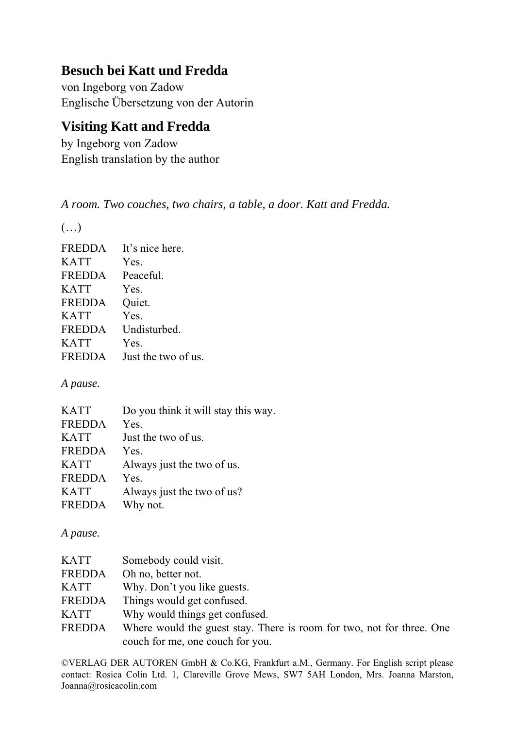## Besuch bei Katt und Fredda

von Ingeborg von Zadow
Englische Übersetzung von der Autorin

## Visiting Katt and Fredda

by Ingeborg von Zadow
English translation by the author

*A room. Two couches, two chairs, a table, a door. Katt and Fredda.*

(…)

FREDDA It's nice here.
KATT Yes.
FREDDA Peaceful.
KATT Yes.
FREDDA Quiet.
KATT Yes.
FREDDA Undisturbed.
KATT Yes.
FREDDA Just the two of us.

*A pause.*

KATT Do you think it will stay this way.
FREDDA Yes.
KATT Just the two of us.
FREDDA Yes.
KATT Always just the two of us.
FREDDA Yes.
KATT Always just the two of us?
FREDDA Why not.

*A pause.*

KATT Somebody could visit.
FREDDA Oh no, better not.
KATT Why. Don't you like guests.
FREDDA Things would get confused.
KATT Why would things get confused.
FREDDA Where would the guest stay. There is room for two, not for three. One couch for me, one couch for you.

©VERLAG DER AUTOREN GmbH & Co.KG, Frankfurt a.M., Germany. For English script please contact: Rosica Colin Ltd. 1, Clareville Grove Mews, SW7 5AH London, Mrs. Joanna Marston, Joanna@rosicacolin.com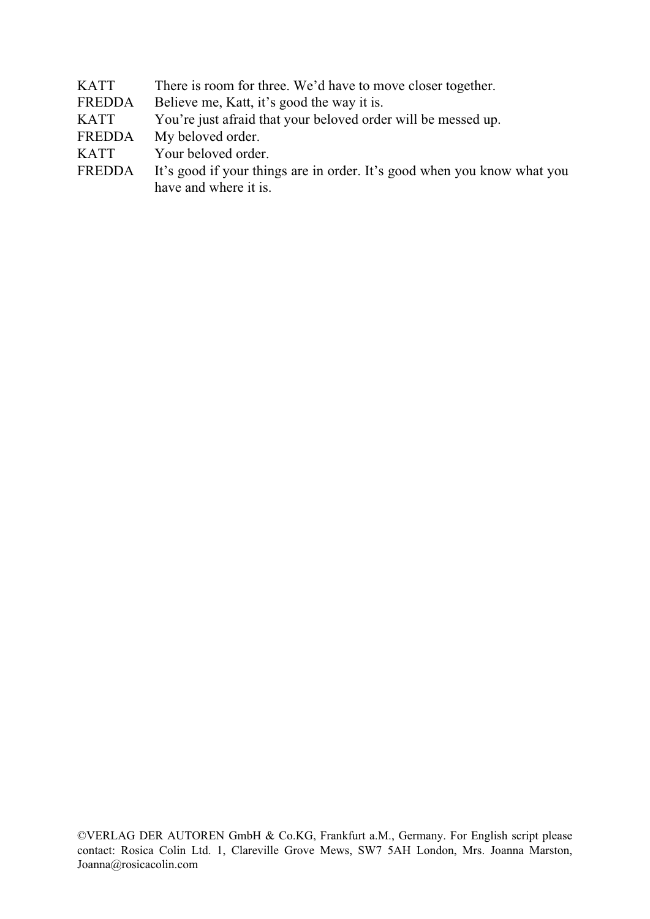KATT There is room for three. We'd have to move closer together.

FREDDA Believe me, Katt, it's good the way it is.

KATT You're just afraid that your beloved order will be messed up.

FREDDA My beloved order.

KATT Your beloved order.

FREDDA It's good if your things are in order. It's good when you know what you have and where it is.